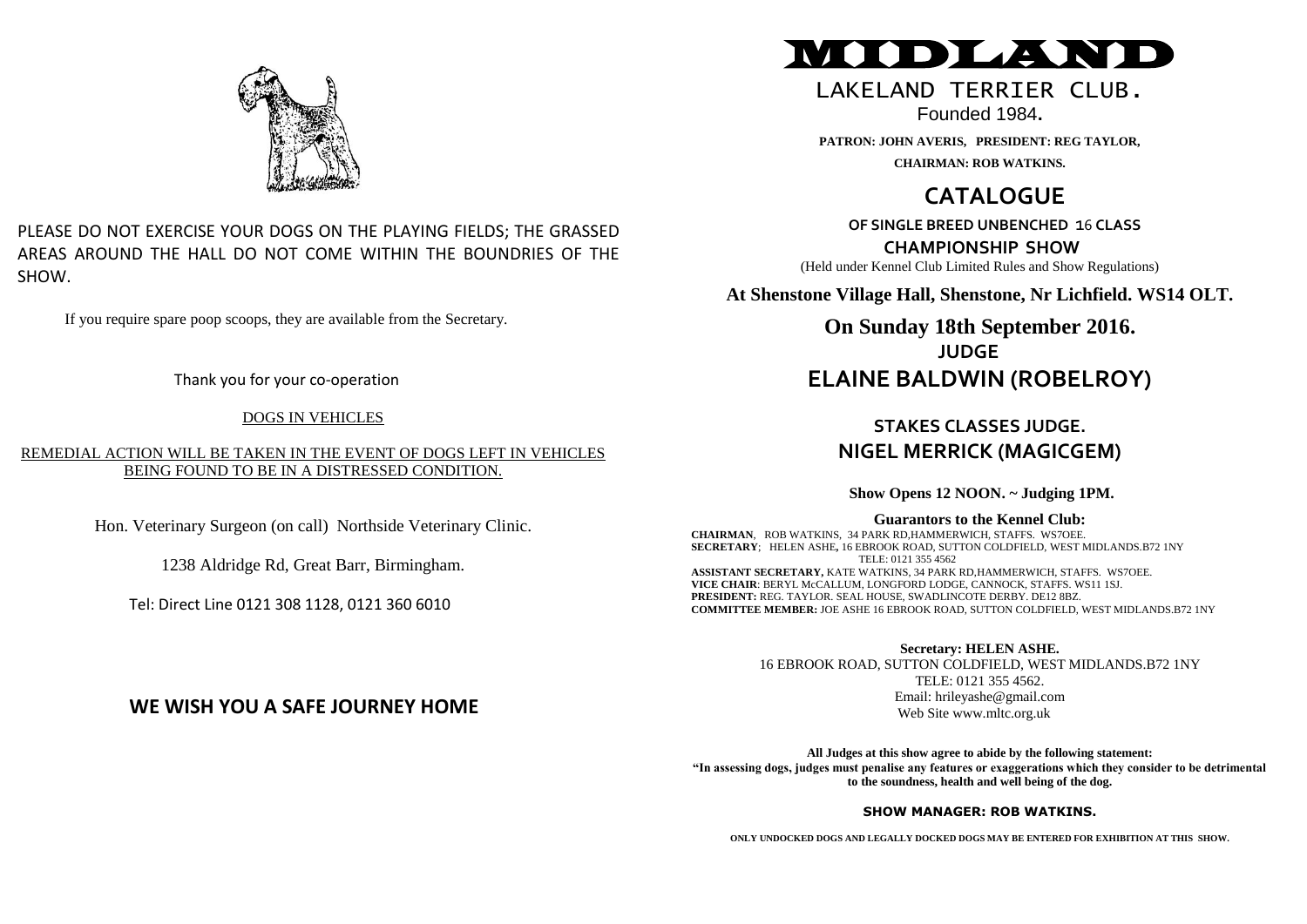PLEASE DO NOT EXERCISE YOUR DOGS ON THE PLAYING FIELDS; THE GRASSED AREAS AROUND THE HALL DO NOT COME WITHIN THE BOUNDRIES OF THE SHOW.

If you require spare poop scoops, they are available from the Secretary.

Thank you for your co-operation

DOGS IN VEHICLES

REMEDIAL ACTION WILL BE TAKEN IN THE EVENT OF DOGS LEFT IN VEHICLES BEING FOUND TO BE IN A DISTRESSED CONDITION.

Hon. Veterinary Surgeon (on call) Northside Veterinary Clinic.

1238 Aldridge Rd, Great Barr, Birmingham.

Tel: Direct Line 0121 308 1128, 0121 360 6010

**WE WISH YOU A SAFE JOURNEY HOME**

# MIDLAND

## LAKELAND TERRIER CLUB.

Founded 1984.

**PATRON: JOHN AVERIS, PRESIDENT: REG TAYLOR,**

**CHAIRMAN: ROB WATKINS.**

# CATALOGUE

**OF SINGLE BREED UNBENCHED 16 CLASS**

**CHAMPIONSHIP SHOW**

(Held under Kennel Club Limited Rules and Show Regulations)

**At Shenstone Village Hall, Shenstone, Nr Lichfield. WS14 OLT.**

**On Sunday 18th September 2016.**

**JUDGE**

## ELAINE BALDWIN (ROBELROY)

**STAKES CLASSES JUDGE.**

## NIGEL MERRICK (MAGICGEM)

**Show Opens 12 NOON. ~ Judging 1PM.**

**Guarantors to the Kennel Club:**

**CHAIRMAN**, ROB WATKINS, 34 PARK RD,HAMMERWICH, STAFFS. WS7OEE.
**SECRETARY**; HELEN ASHE, 16 EBROOK ROAD, SUTTON COLDFIELD, WEST MIDLANDS.B72 1NY TELE: 0121 355 4562
**ASSISTANT SECRETARY,** KATE WATKINS, 34 PARK RD,HAMMERWICH, STAFFS. WS7OEE.
**VICE CHAIR**: BERYL McCALLUM, LONGFORD LODGE, CANNOCK, STAFFS. WS11 1SJ.
**PRESIDENT:** REG. TAYLOR. SEAL HOUSE, SWADLINCOTE DERBY. DE12 8BZ.
**COMMITTEE MEMBER:** JOE ASHE 16 EBROOK ROAD, SUTTON COLDFIELD, WEST MIDLANDS.B72 1NY

**Secretary: HELEN ASHE.**
16 EBROOK ROAD, SUTTON COLDFIELD, WEST MIDLANDS.B72 1NY
TELE: 0121 355 4562.
Email: hrileyashe@gmail.com
Web Site www.mltc.org.uk

**All Judges at this show agree to abide by the following statement:**
**"In assessing dogs, judges must penalise any features or exaggerations which they consider to be detrimental to the soundness, health and well being of the dog.**

**SHOW MANAGER: ROB WATKINS.**

**ONLY UNDOCKED DOGS AND LEGALLY DOCKED DOGS MAY BE ENTERED FOR EXHIBITION AT THIS SHOW.**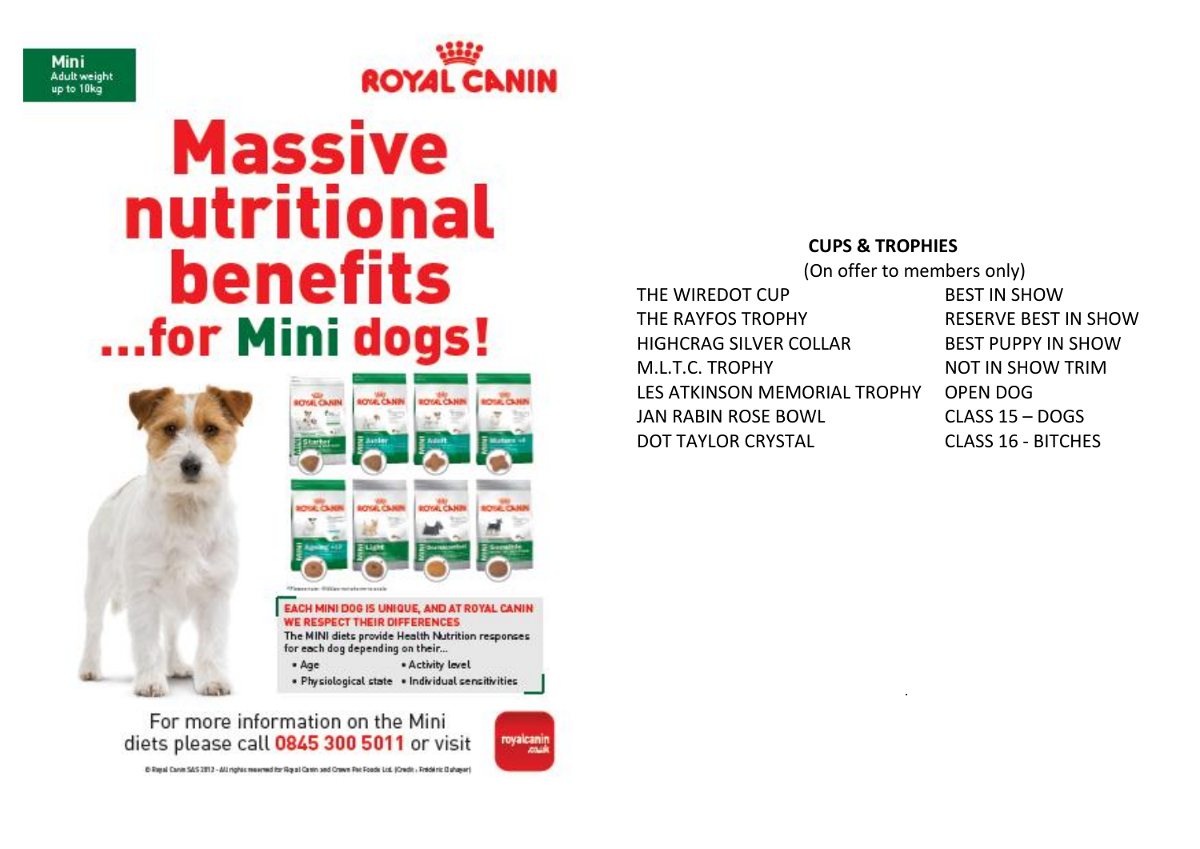Mini
Adult weight up to 10kg

ROYAL CANIN

# Massive nutritional benefits ...for Mini dogs!

EACH MINI DOG IS UNIQUE, AND AT ROYAL CANIN WE RESPECT THEIR DIFFERENCES

The MINI diets provide Health Nutrition responses for each dog depending on their...

- Age
- Activity level
- Physiological state
- Individual sensitivities

For more information on the Mini diets please call 0845 300 5011 or visit royalcanin.co.uk

## CUPS & TROPHIES

(On offer to members only)

| | |
|---|---|
| THE WIREDOT CUP | BEST IN SHOW |
| THE RAYFOS TROPHY | RESERVE BEST IN SHOW |
| HIGHCRAG SILVER COLLAR | BEST PUPPY IN SHOW |
| M.L.T.C. TROPHY | NOT IN SHOW TRIM |
| LES ATKINSON MEMORIAL TROPHY | OPEN DOG |
| JAN RABIN ROSE BOWL | CLASS 15 – DOGS |
| DOT TAYLOR CRYSTAL | CLASS 16 - BITCHES |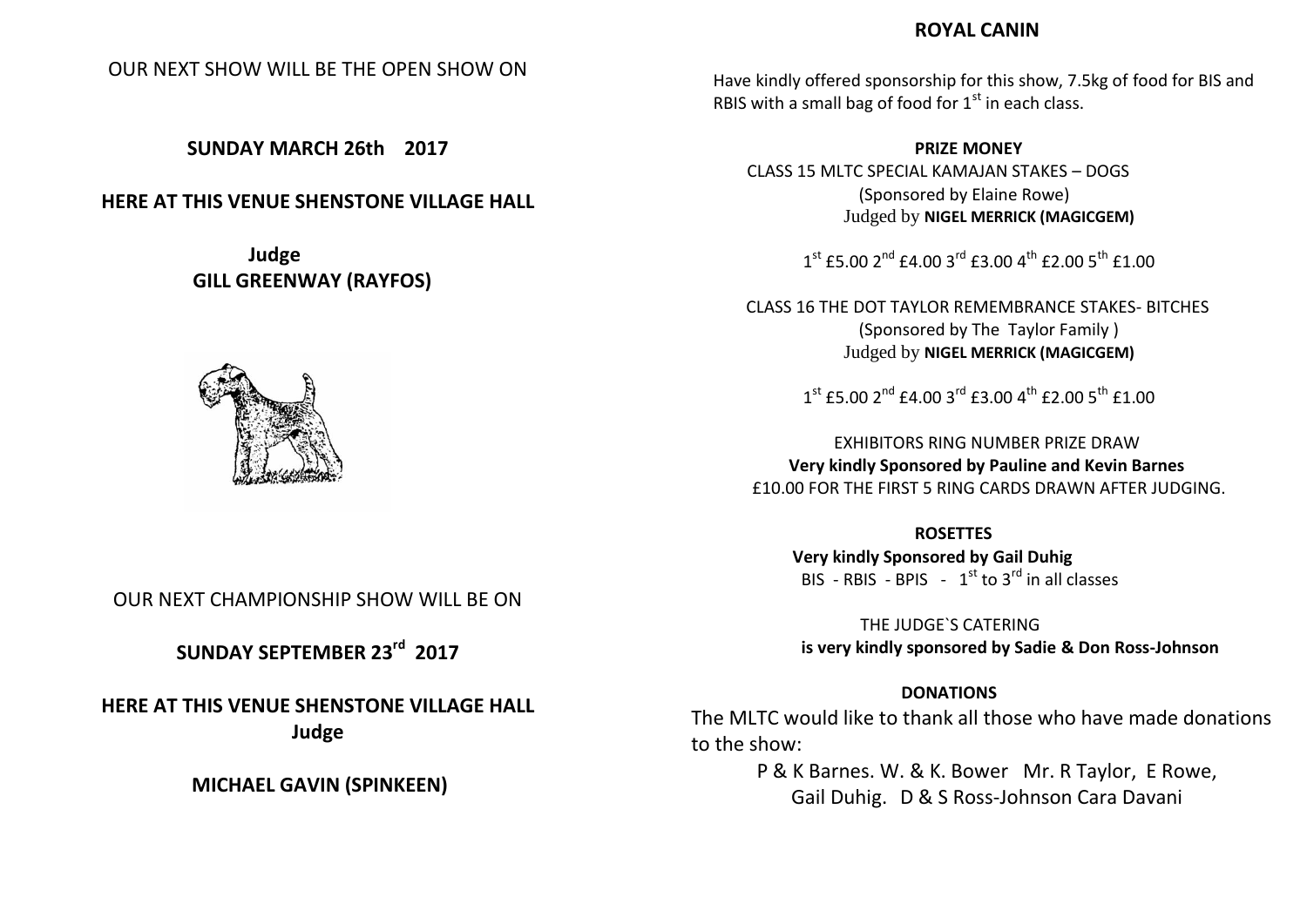OUR NEXT SHOW WILL BE THE OPEN SHOW ON

**SUNDAY MARCH 26th 2017**

**HERE AT THIS VENUE SHENSTONE VILLAGE HALL**

**Judge**
**GILL GREENWAY (RAYFOS)**

OUR NEXT CHAMPIONSHIP SHOW WILL BE ON

**SUNDAY SEPTEMBER 23rd 2017**

**HERE AT THIS VENUE SHENSTONE VILLAGE HALL**
**Judge**

**MICHAEL GAVIN (SPINKEEN)**

**ROYAL CANIN**

Have kindly offered sponsorship for this show, 7.5kg of food for BIS and RBIS with a small bag of food for 1st in each class.

**PRIZE MONEY**

CLASS 15 MLTC SPECIAL KAMAJAN STAKES – DOGS
(Sponsored by Elaine Rowe)
Judged by **NIGEL MERRICK (MAGICGEM)**

1st £5.00 2nd £4.00 3rd £3.00 4th £2.00 5th £1.00

CLASS 16 THE DOT TAYLOR REMEMBRANCE STAKES- BITCHES
(Sponsored by The Taylor Family )
Judged by **NIGEL MERRICK (MAGICGEM)**

1st £5.00 2nd £4.00 3rd £3.00 4th £2.00 5th £1.00

EXHIBITORS RING NUMBER PRIZE DRAW
**Very kindly Sponsored by Pauline and Kevin Barnes**
£10.00 FOR THE FIRST 5 RING CARDS DRAWN AFTER JUDGING.

**ROSETTES**
**Very kindly Sponsored by Gail Duhig**
BIS - RBIS - BPIS - 1st to 3rd in all classes

THE JUDGE`S CATERING
**is very kindly sponsored by Sadie & Don Ross-Johnson**

**DONATIONS**

The MLTC would like to thank all those who have made donations to the show:

P & K Barnes. W. & K. Bower Mr. R Taylor, E Rowe,
Gail Duhig. D & S Ross-Johnson Cara Davani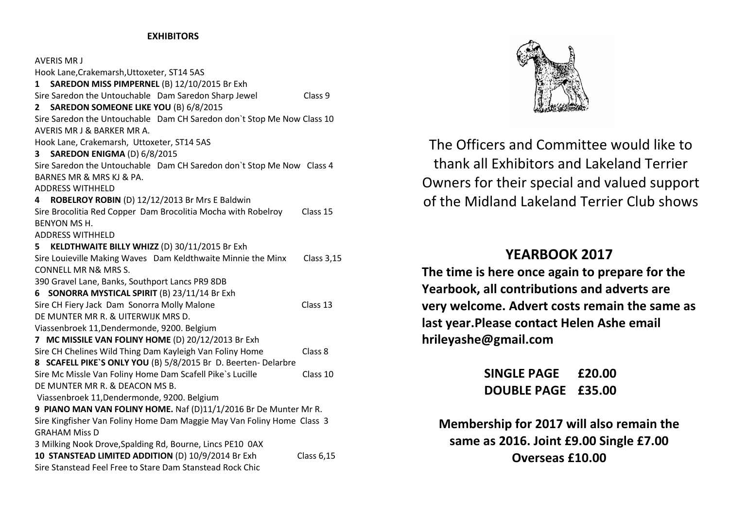**EXHIBITORS**

AVERIS MR J
Hook Lane,Crakemarsh,Uttoxeter, ST14 5AS

**1 SAREDON MISS PIMPERNEL** (B) 12/10/2015 Br Exh
Sire Saredon the Untouchable Dam Saredon Sharp Jewel Class 9

**2 SAREDON SOMEONE LIKE YOU** (B) 6/8/2015
Sire Saredon the Untouchable Dam CH Saredon don`t Stop Me Now Class 10

AVERIS MR J & BARKER MR A.
Hook Lane, Crakemarsh, Uttoxeter, ST14 5AS

**3 SAREDON ENIGMA** (D) 6/8/2015
Sire Saredon the Untouchable Dam CH Saredon don`t Stop Me Now Class 4

BARNES MR & MRS KJ & PA.
ADDRESS WITHHELD

**4 ROBELROY ROBIN** (D) 12/12/2013 Br Mrs E Baldwin
Sire Brocolitia Red Copper Dam Brocolitia Mocha with Robelroy Class 15

BENYON MS H.
ADDRESS WITHHELD

**5 KELDTHWAITE BILLY WHIZZ** (D) 30/11/2015 Br Exh
Sire Louieville Making Waves Dam Keldthwaite Minnie the Minx Class 3,15

CONNELL MR N& MRS S.
390 Gravel Lane, Banks, Southport Lancs PR9 8DB

**6 SONORRA MYSTICAL SPIRIT** (B) 23/11/14 Br Exh
Sire CH Fiery Jack Dam Sonorra Molly Malone Class 13

DE MUNTER MR R. & UITERWIJK MRS D.
Viassenbroek 11,Dendermonde, 9200. Belgium

**7 MC MISSILE VAN FOLINY HOME** (D) 20/12/2013 Br Exh
Sire CH Chelines Wild Thing Dam Kayleigh Van Foliny Home Class 8

**8 SCAFELL PIKE`S ONLY YOU** (B) 5/8/2015 Br D. Beerten- Delarbre
Sire Mc Missle Van Foliny Home Dam Scafell Pike`s Lucille Class 10

DE MUNTER MR R. & DEACON MS B.
Viassenbroek 11,Dendermonde, 9200. Belgium

**9 PIANO MAN VAN FOLINY HOME.** Naf (D)11/1/2016 Br De Munter Mr R.
Sire Kingfisher Van Foliny Home Dam Maggie May Van Foliny Home Class 3

GRAHAM Miss D
3 Milking Nook Drove,Spalding Rd, Bourne, Lincs PE10 0AX

**10 STANSTEAD LIMITED ADDITION** (D) 10/9/2014 Br Exh Class 6,15
Sire Stanstead Feel Free to Stare Dam Stanstead Rock Chic

The Officers and Committee would like to thank all Exhibitors and Lakeland Terrier Owners for their special and valued support of the Midland Lakeland Terrier Club shows

## YEARBOOK 2017

**The time is here once again to prepare for the Yearbook, all contributions and adverts are very welcome. Advert costs remain the same as last year.Please contact Helen Ashe email hrileyashe@gmail.com**

**SINGLE PAGE £20.00**
**DOUBLE PAGE £35.00**

**Membership for 2017 will also remain the same as 2016. Joint £9.00 Single £7.00 Overseas £10.00**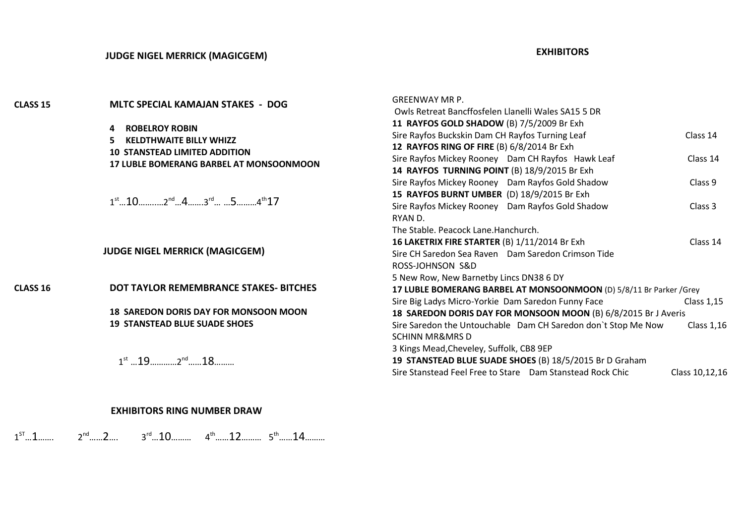## JUDGE NIGEL MERRICK (MAGICGEM)

**CLASS 15** **MLTC SPECIAL KAMAJAN STAKES - DOG**

**4 ROBELROY ROBIN**
**5 KELDTHWAITE BILLY WHIZZ**
**10 STANSTEAD LIMITED ADDITION**
**17 LUBLE BOMERANG BARBEL AT MONSOONMOON**

1st…10………..2nd…4…….3rd… …5………4th17

## JUDGE NIGEL MERRICK (MAGICGEM)

**CLASS 16** **DOT TAYLOR REMEMBRANCE STAKES- BITCHES**

**18 SAREDON DORIS DAY FOR MONSOON MOON**
**19 STANSTEAD BLUE SUADE SHOES**

1st …19…………2nd……18………

## EXHIBITORS RING NUMBER DRAW

1ST…1……. 2nd……2…. 3rd…10……… 4th……12……… 5th……14………

## EXHIBITORS

GREENWAY MR P.
Owls Retreat Bancffosfelen Llanelli Wales SA15 5 DR

**11 RAYFOS GOLD SHADOW** (B) 7/5/2009 Br Exh
Sire Rayfos Buckskin Dam CH Rayfos Turning Leaf — Class 14

**12 RAYFOS RING OF FIRE** (B) 6/8/2014 Br Exh
Sire Rayfos Mickey Rooney Dam CH Rayfos Hawk Leaf — Class 14

**14 RAYFOS TURNING POINT** (B) 18/9/2015 Br Exh
Sire Rayfos Mickey Rooney Dam Rayfos Gold Shadow — Class 9

**15 RAYFOS BURNT UMBER** (D) 18/9/2015 Br Exh
Sire Rayfos Mickey Rooney Dam Rayfos Gold Shadow — Class 3

RYAN D.
The Stable. Peacock Lane.Hanchurch.

**16 LAKETRIX FIRE STARTER** (B) 1/11/2014 Br Exh — Class 14
Sire CH Saredon Sea Raven Dam Saredon Crimson Tide

ROSS-JOHNSON S&D
5 New Row, New Barnetby Lincs DN38 6 DY

**17 LUBLE BOMERANG BARBEL AT MONSOONMOON** (D) 5/8/11 Br Parker /Grey
Sire Big Ladys Micro-Yorkie Dam Saredon Funny Face — Class 1,15

**18 SAREDON DORIS DAY FOR MONSOON MOON** (B) 6/8/2015 Br J Averis
Sire Saredon the Untouchable Dam CH Saredon don`t Stop Me Now — Class 1,16

SCHINN MR&MRS D
3 Kings Mead,Cheveley, Suffolk, CB8 9EP

**19 STANSTEAD BLUE SUADE SHOES** (B) 18/5/2015 Br D Graham
Sire Stanstead Feel Free to Stare Dam Stanstead Rock Chic — Class 10,12,16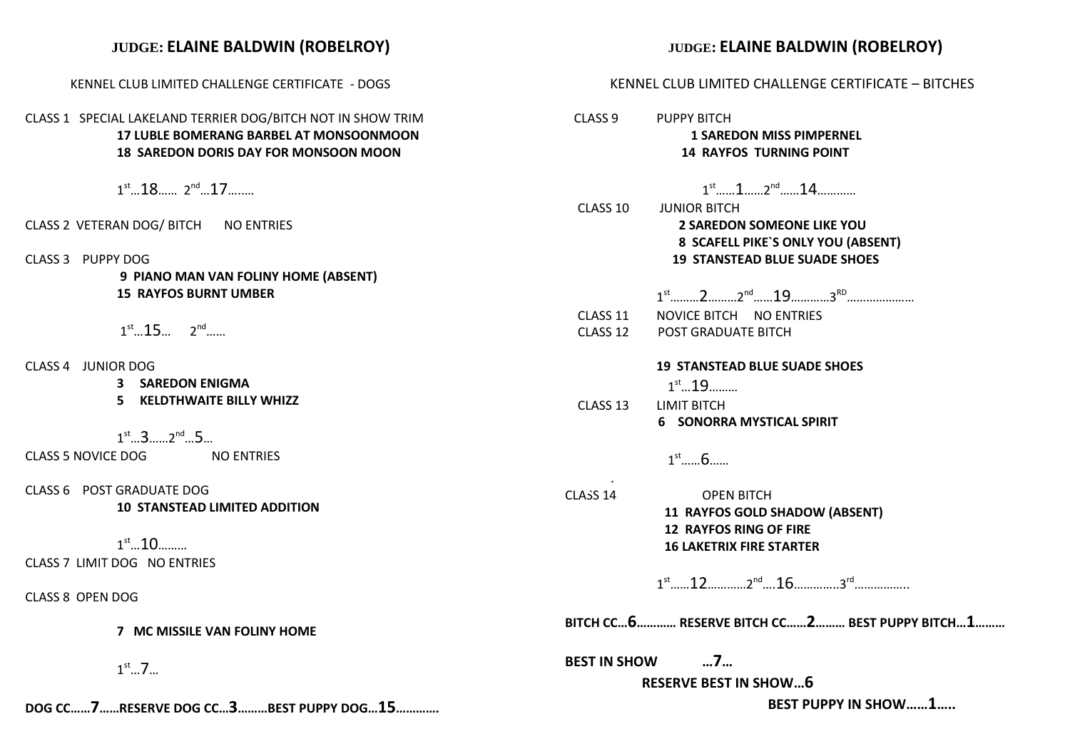## JUDGE: ELAINE BALDWIN (ROBELROY)

KENNEL CLUB LIMITED CHALLENGE CERTIFICATE - DOGS

CLASS 1 SPECIAL LAKELAND TERRIER DOG/BITCH NOT IN SHOW TRIM

**17 LUBLE BOMERANG BARBEL AT MONSOONMOON**
**18 SAREDON DORIS DAY FOR MONSOON MOON**

1st…18…… 2nd…17……..

CLASS 2 VETERAN DOG/ BITCH NO ENTRIES

CLASS 3 PUPPY DOG

**9 PIANO MAN VAN FOLINY HOME (ABSENT)**
**15 RAYFOS BURNT UMBER**

1st…15… 2nd……

CLASS 4 JUNIOR DOG

**3 SAREDON ENIGMA**
**5 KELDTHWAITE BILLY WHIZZ**

1st…3……2nd…5…

CLASS 5 NOVICE DOG NO ENTRIES

CLASS 6 POST GRADUATE DOG

**10 STANSTEAD LIMITED ADDITION**

1st…10………

CLASS 7 LIMIT DOG NO ENTRIES

CLASS 8 OPEN DOG

**7 MC MISSILE VAN FOLINY HOME**

1st…7…

**DOG CC……7……RESERVE DOG CC…3………BEST PUPPY DOG…15…………**

## JUDGE: ELAINE BALDWIN (ROBELROY)

KENNEL CLUB LIMITED CHALLENGE CERTIFICATE – BITCHES

CLASS 9 PUPPY BITCH

**1 SAREDON MISS PIMPERNEL**
**14 RAYFOS TURNING POINT**

1st……1……2nd……14…………

CLASS 10 JUNIOR BITCH

**2 SAREDON SOMEONE LIKE YOU**
**8 SCAFELL PIKE`S ONLY YOU (ABSENT)**
**19 STANSTEAD BLUE SUADE SHOES**

1st………2………2nd……19…………3RD…………………

CLASS 11 NOVICE BITCH NO ENTRIES

CLASS 12 POST GRADUATE BITCH

**19 STANSTEAD BLUE SUADE SHOES**

1st…19………

CLASS 13 LIMIT BITCH

**6 SONORRA MYSTICAL SPIRIT**

1st……6……

CLASS 14 OPEN BITCH

**11 RAYFOS GOLD SHADOW (ABSENT)**
**12 RAYFOS RING OF FIRE**
**16 LAKETRIX FIRE STARTER**

1st……12…………2nd….16…………..3rd……………..

**BITCH CC…6………… RESERVE BITCH CC……2……… BEST PUPPY BITCH…1………**

**BEST IN SHOW …7…**

**RESERVE BEST IN SHOW…6**

**BEST PUPPY IN SHOW……1…..**